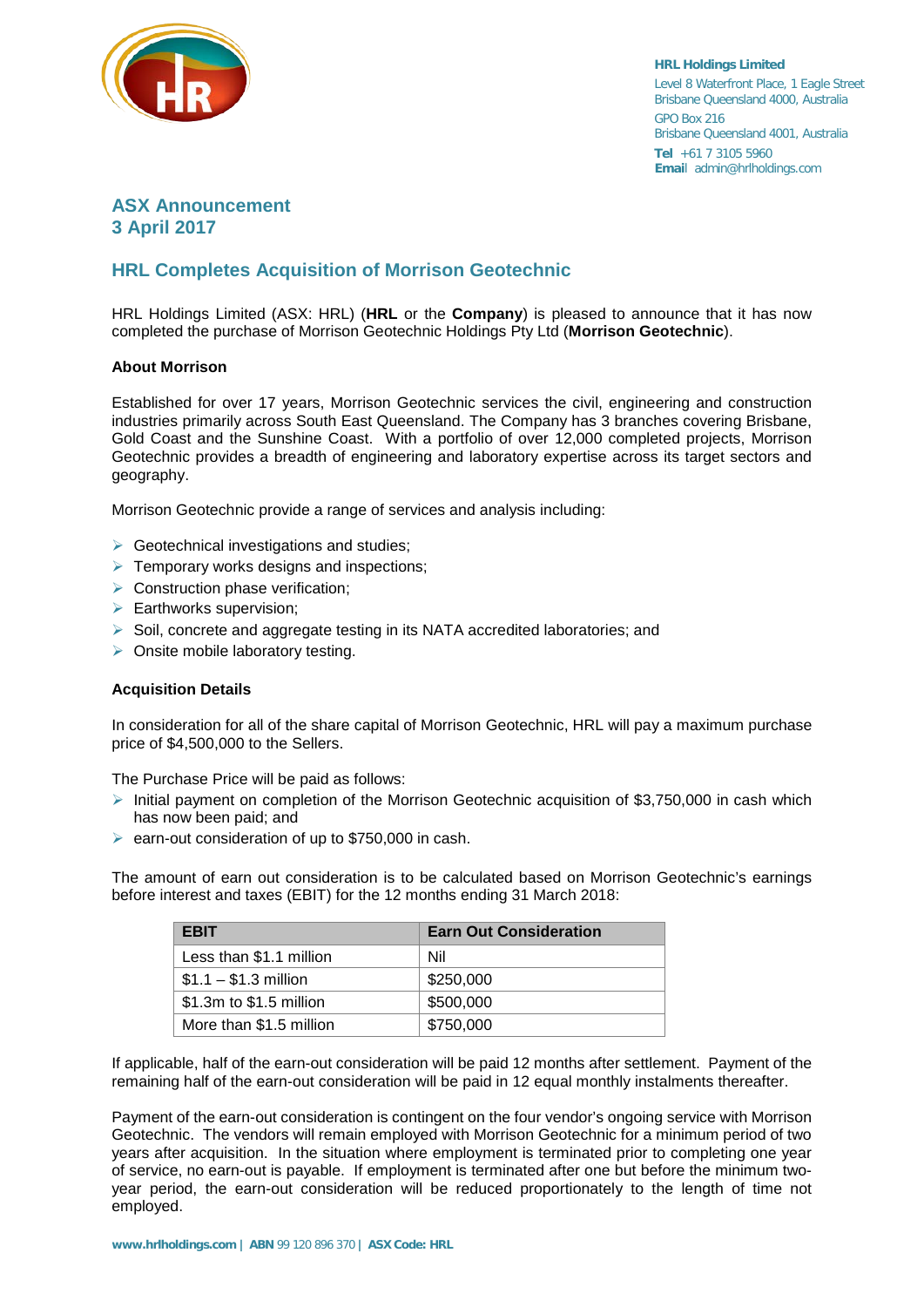HRL Holdings Limited
Level 8 Waterfront Place, 1 Eagle Street
Brisbane Queensland 4000, Australia
GPO Box 216
Brisbane Queensland 4001, Australia
**Tel** +61 7 3105 5960
**Email** admin@hrlholdings.com

## ASX Announcement
## 3 April 2017

# HRL Completes Acquisition of Morrison Geotechnic

HRL Holdings Limited (ASX: HRL) (**HRL** or the **Company**) is pleased to announce that it has now completed the purchase of Morrison Geotechnic Holdings Pty Ltd (**Morrison Geotechnic**).

**About Morrison**

Established for over 17 years, Morrison Geotechnic services the civil, engineering and construction industries primarily across South East Queensland. The Company has 3 branches covering Brisbane, Gold Coast and the Sunshine Coast. With a portfolio of over 12,000 completed projects, Morrison Geotechnic provides a breadth of engineering and laboratory expertise across its target sectors and geography.

Morrison Geotechnic provide a range of services and analysis including:

- Geotechnical investigations and studies;
- Temporary works designs and inspections;
- Construction phase verification;
- Earthworks supervision;
- Soil, concrete and aggregate testing in its NATA accredited laboratories; and
- Onsite mobile laboratory testing.

**Acquisition Details**

In consideration for all of the share capital of Morrison Geotechnic, HRL will pay a maximum purchase price of $4,500,000 to the Sellers.

The Purchase Price will be paid as follows:

- Initial payment on completion of the Morrison Geotechnic acquisition of $3,750,000 in cash which has now been paid; and
- earn-out consideration of up to $750,000 in cash.

The amount of earn out consideration is to be calculated based on Morrison Geotechnic's earnings before interest and taxes (EBIT) for the 12 months ending 31 March 2018:

| EBIT | Earn Out Consideration |
|---|---|
| Less than $1.1 million | Nil |
| $1.1 – $1.3 million | $250,000 |
| $1.3m to $1.5 million | $500,000 |
| More than $1.5 million | $750,000 |

If applicable, half of the earn-out consideration will be paid 12 months after settlement. Payment of the remaining half of the earn-out consideration will be paid in 12 equal monthly instalments thereafter.

Payment of the earn-out consideration is contingent on the four vendor's ongoing service with Morrison Geotechnic. The vendors will remain employed with Morrison Geotechnic for a minimum period of two years after acquisition. In the situation where employment is terminated prior to completing one year of service, no earn-out is payable. If employment is terminated after one but before the minimum two-year period, the earn-out consideration will be reduced proportionately to the length of time not employed.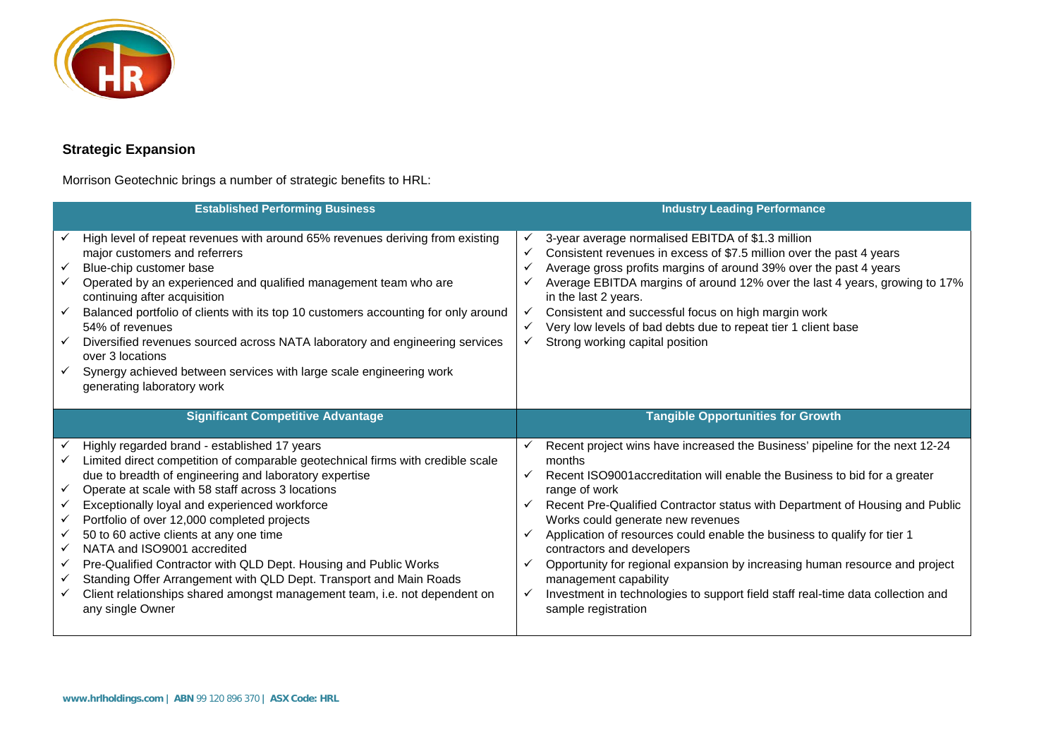## Strategic Expansion

Morrison Geotechnic brings a number of strategic benefits to HRL:

| Established Performing Business | Industry Leading Performance |
|---|---|
| ✓ High level of repeat revenues with around 65% revenues deriving from existing major customers and referrers<br>✓ Blue-chip customer base<br>✓ Operated by an experienced and qualified management team who are continuing after acquisition<br>✓ Balanced portfolio of clients with its top 10 customers accounting for only around 54% of revenues<br>✓ Diversified revenues sourced across NATA laboratory and engineering services over 3 locations<br>✓ Synergy achieved between services with large scale engineering work generating laboratory work | ✓ 3-year average normalised EBITDA of $1.3 million<br>✓ Consistent revenues in excess of $7.5 million over the past 4 years<br>✓ Average gross profits margins of around 39% over the past 4 years<br>✓ Average EBITDA margins of around 12% over the last 4 years, growing to 17% in the last 2 years.<br>✓ Consistent and successful focus on high margin work<br>✓ Very low levels of bad debts due to repeat tier 1 client base<br>✓ Strong working capital position |
| **Significant Competitive Advantage** | **Tangible Opportunities for Growth** |
| ✓ Highly regarded brand - established 17 years<br>✓ Limited direct competition of comparable geotechnical firms with credible scale due to breadth of engineering and laboratory expertise<br>✓ Operate at scale with 58 staff across 3 locations<br>✓ Exceptionally loyal and experienced workforce<br>✓ Portfolio of over 12,000 completed projects<br>✓ 50 to 60 active clients at any one time<br>✓ NATA and ISO9001 accredited<br>✓ Pre-Qualified Contractor with QLD Dept. Housing and Public Works<br>✓ Standing Offer Arrangement with QLD Dept. Transport and Main Roads<br>✓ Client relationships shared amongst management team, i.e. not dependent on any single Owner | ✓ Recent project wins have increased the Business' pipeline for the next 12-24 months<br>✓ Recent ISO9001accreditation will enable the Business to bid for a greater range of work<br>✓ Recent Pre-Qualified Contractor status with Department of Housing and Public Works could generate new revenues<br>✓ Application of resources could enable the business to qualify for tier 1 contractors and developers<br>✓ Opportunity for regional expansion by increasing human resource and project management capability<br>✓ Investment in technologies to support field staff real-time data collection and sample registration |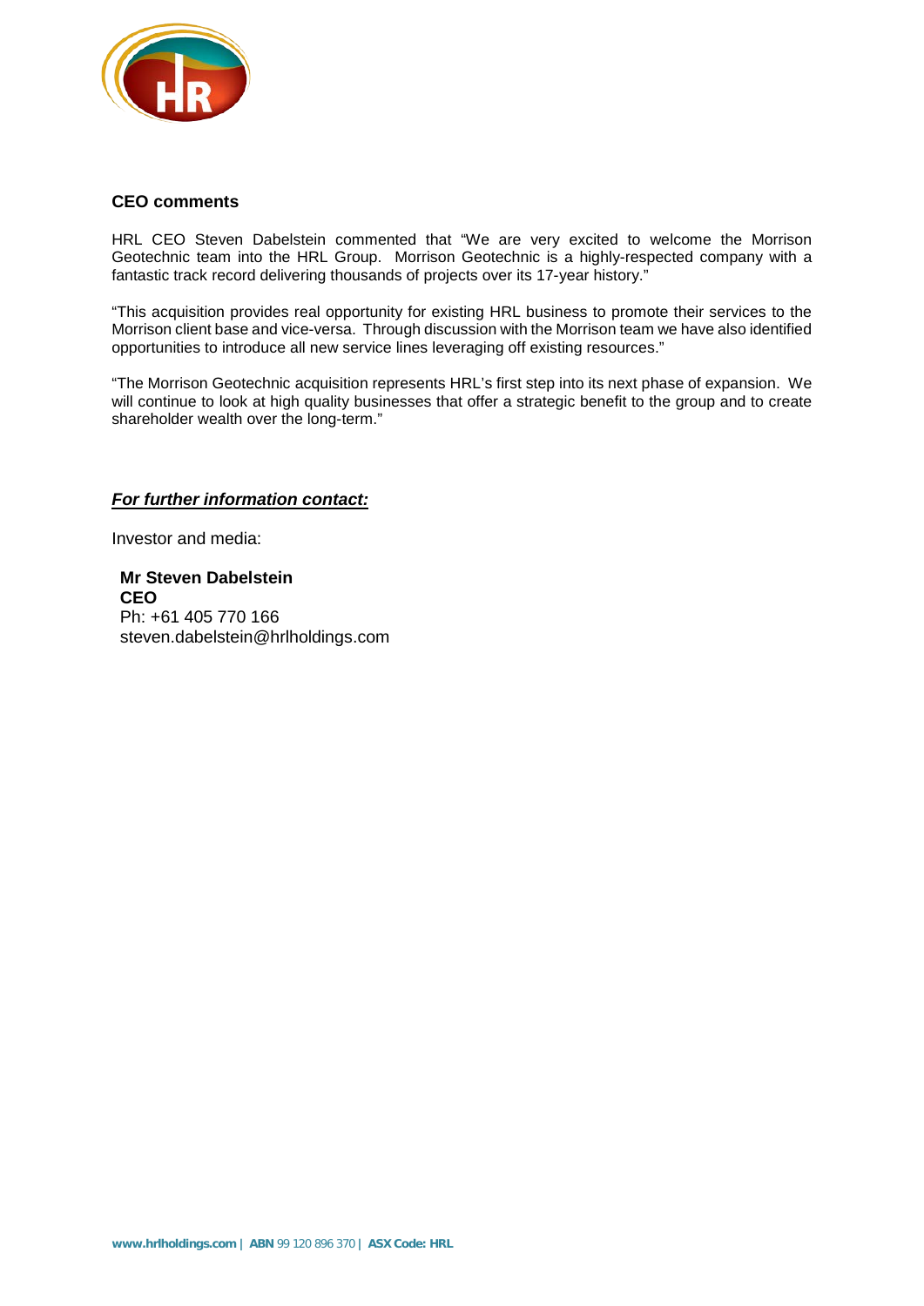## CEO comments

HRL CEO Steven Dabelstein commented that "We are very excited to welcome the Morrison Geotechnic team into the HRL Group. Morrison Geotechnic is a highly-respected company with a fantastic track record delivering thousands of projects over its 17-year history."

"This acquisition provides real opportunity for existing HRL business to promote their services to the Morrison client base and vice-versa. Through discussion with the Morrison team we have also identified opportunities to introduce all new service lines leveraging off existing resources."

"The Morrison Geotechnic acquisition represents HRL's first step into its next phase of expansion. We will continue to look at high quality businesses that offer a strategic benefit to the group and to create shareholder wealth over the long-term."

***For further information contact:***

Investor and media:

**Mr Steven Dabelstein**
**CEO**
Ph: +61 405 770 166
steven.dabelstein@hrlholdings.com